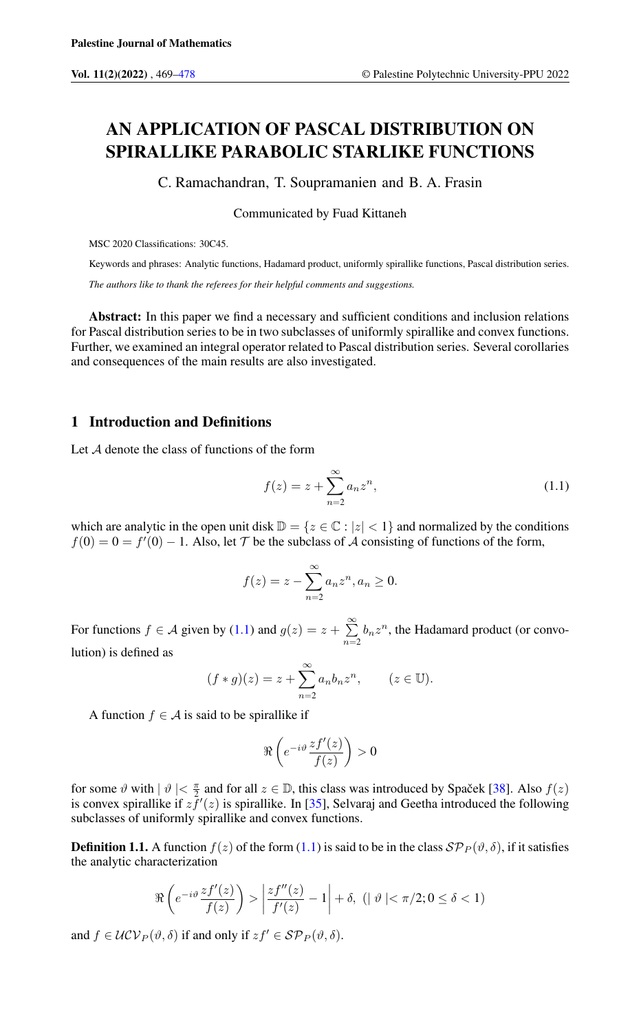# AN APPLICATION OF PASCAL DISTRIBUTION ON SPIRALLIKE PARABOLIC STARLIKE FUNCTIONS

C. Ramachandran, T. Soupramanien and B. A. Frasin

Communicated by Fuad Kittaneh

MSC 2020 Classifications: 30C45.

Keywords and phrases: Analytic functions, Hadamard product, uniformly spirallike functions, Pascal distribution series.

*The authors like to thank the referees for their helpful comments and suggestions.*

**Abstract:** In this paper we find a necessary and sufficient conditions and inclusion relations for Pascal distribution series to be in two subclasses of uniformly spirallike and convex functions. Further, we examined an integral operator related to Pascal distribution series. Several corollaries and consequences of the main results are also investigated.

## 1 Introduction and Definitions

Let $\mathcal{A}$ denote the class of functions of the form

$$f(z) = z + \sum_{n=2}^{\infty} a_n z^n, \tag{1.1}$$

which are analytic in the open unit disk $\mathbb{D} = \{z \in \mathbb{C} : |z| < 1\}$ and normalized by the conditions $f(0) = 0 = f'(0) - 1$. Also, let $\mathcal{T}$ be the subclass of $\mathcal{A}$ consisting of functions of the form,

$$f(z) = z - \sum_{n=2}^{\infty} a_n z^n, a_n \geq 0.$$

For functions $f \in \mathcal{A}$ given by (1.1) and $g(z) = z + \sum\limits_{n=2}^{\infty} b_n z^n$, the Hadamard product (or convolution) is defined as

$$(f * g)(z) = z + \sum_{n=2}^{\infty} a_n b_n z^n, \qquad (z \in \mathbb{U}).$$

A function $f \in \mathcal{A}$ is said to be spirallike if

$$\Re\left(e^{-i\vartheta}\frac{zf'(z)}{f(z)}\right) > 0$$

for some $\vartheta$ with $|\vartheta| < \frac{\pi}{2}$ and for all $z \in \mathbb{D}$, this class was introduced by Spaček [38]. Also $f(z)$ is convex spirallike if $zf'(z)$ is spirallike. In [35], Selvaraj and Geetha introduced the following subclasses of uniformly spirallike and convex functions.

**Definition 1.1.** A function $f(z)$ of the form (1.1) is said to be in the class $\mathcal{SP}_P(\vartheta, \delta)$, if it satisfies the analytic characterization

$$\Re\left(e^{-i\vartheta}\frac{zf'(z)}{f(z)}\right) > \left|\frac{zf''(z)}{f'(z)} - 1\right| + \delta, \ \ (|\vartheta| < \pi/2; 0 \leq \delta < 1)$$

and $f \in \mathcal{UCV}_P(\vartheta, \delta)$ if and only if $zf' \in \mathcal{SP}_P(\vartheta, \delta)$.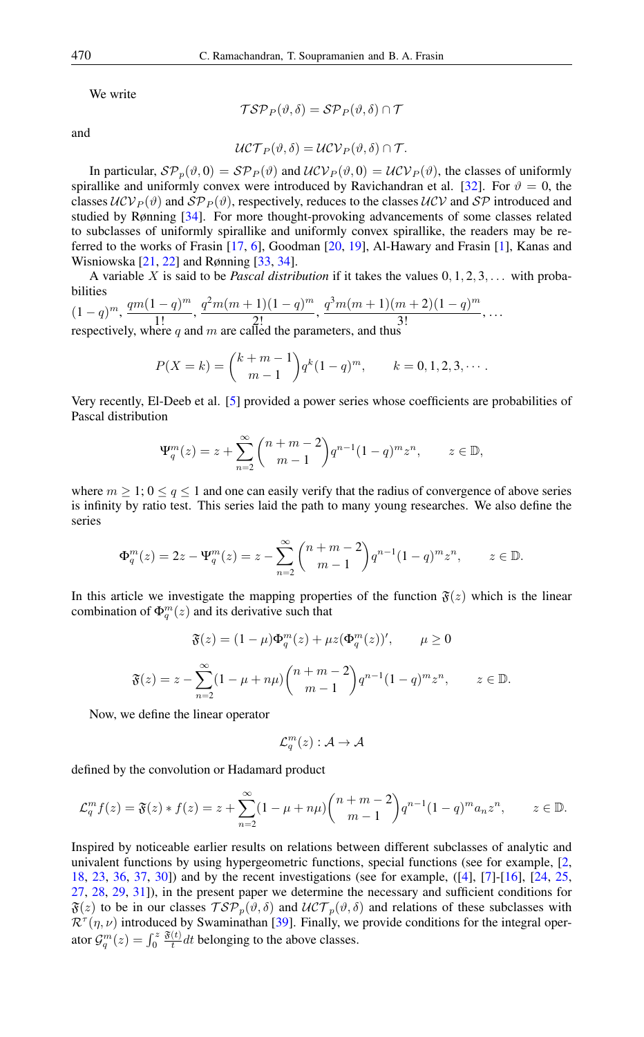We write

$$\mathcal{TSP}_P(\vartheta,\delta) = \mathcal{SP}_P(\vartheta,\delta) \cap \mathcal{T}$$

and

$$\mathcal{UCT}_P(\vartheta,\delta) = \mathcal{UCV}_P(\vartheta,\delta) \cap \mathcal{T}.$$

In particular, $\mathcal{SP}_p(\vartheta,0) = \mathcal{SP}_P(\vartheta)$ and $\mathcal{UCV}_P(\vartheta,0) = \mathcal{UCV}_P(\vartheta)$, the classes of uniformly spirallike and uniformly convex were introduced by Ravichandran et al. [32]. For $\vartheta = 0$, the classes $\mathcal{UCV}_P(\vartheta)$ and $\mathcal{SP}_P(\vartheta)$, respectively, reduces to the classes $\mathcal{UCV}$ and $\mathcal{SP}$ introduced and studied by Rønning [34]. For more thought-provoking advancements of some classes related to subclasses of uniformly spirallike and uniformly convex spirallike, the readers may be referred to the works of Frasin [17, 6], Goodman [20, 19], Al-Hawary and Frasin [1], Kanas and Wisniowska [21, 22] and Rønning [33, 34].

A variable $X$ is said to be *Pascal distribution* if it takes the values $0,1,2,3,\dots$ with probabilities
$(1-q)^m$, $\dfrac{qm(1-q)^m}{1!}$, $\dfrac{q^2m(m+1)(1-q)^m}{2!}$, $\dfrac{q^3m(m+1)(m+2)(1-q)^m}{3!}$, $\dots$
respectively, where $q$ and $m$ are called the parameters, and thus

$$P(X=k) = \binom{k+m-1}{m-1} q^k (1-q)^m, \qquad k = 0,1,2,3,\cdots.$$

Very recently, El-Deeb et al. [5] provided a power series whose coefficients are probabilities of Pascal distribution

$$\Psi_q^m(z) = z + \sum_{n=2}^{\infty} \binom{n+m-2}{m-1} q^{n-1}(1-q)^m z^n, \qquad z \in \mathbb{D},$$

where $m \geq 1$; $0 \leq q \leq 1$ and one can easily verify that the radius of convergence of above series is infinity by ratio test. This series laid the path to many young researches. We also define the series

$$\Phi_q^m(z) = 2z - \Psi_q^m(z) = z - \sum_{n=2}^{\infty} \binom{n+m-2}{m-1} q^{n-1}(1-q)^m z^n, \qquad z \in \mathbb{D}.$$

In this article we investigate the mapping properties of the function $\mathfrak{F}(z)$ which is the linear combination of $\Phi_q^m(z)$ and its derivative such that

$$\mathfrak{F}(z) = (1-\mu)\Phi_q^m(z) + \mu z(\Phi_q^m(z))', \qquad \mu \geq 0$$

$$\mathfrak{F}(z) = z - \sum_{n=2}^{\infty} (1-\mu+n\mu) \binom{n+m-2}{m-1} q^{n-1}(1-q)^m z^n, \qquad z \in \mathbb{D}.$$

Now, we define the linear operator

$$\mathcal{L}_q^m(z) : \mathcal{A} \to \mathcal{A}$$

defined by the convolution or Hadamard product

$$\mathcal{L}_q^m f(z) = \mathfrak{F}(z) * f(z) = z + \sum_{n=2}^{\infty} (1-\mu+n\mu) \binom{n+m-2}{m-1} q^{n-1}(1-q)^m a_n z^n, \qquad z \in \mathbb{D}.$$

Inspired by noticeable earlier results on relations between different subclasses of analytic and univalent functions by using hypergeometric functions, special functions (see for example, [2, 18, 23, 36, 37, 30]) and by the recent investigations (see for example, ([4], [7]-[16], [24, 25, 27, 28, 29, 31]), in the present paper we determine the necessary and sufficient conditions for $\mathfrak{F}(z)$ to be in our classes $\mathcal{TSP}_p(\vartheta,\delta)$ and $\mathcal{UCT}_p(\vartheta,\delta)$ and relations of these subclasses with $\mathcal{R}^\tau(\eta,\nu)$ introduced by Swaminathan [39]. Finally, we provide conditions for the integral operator $\mathcal{G}_q^m(z) = \int_0^z \frac{\mathfrak{F}(t)}{t} dt$ belonging to the above classes.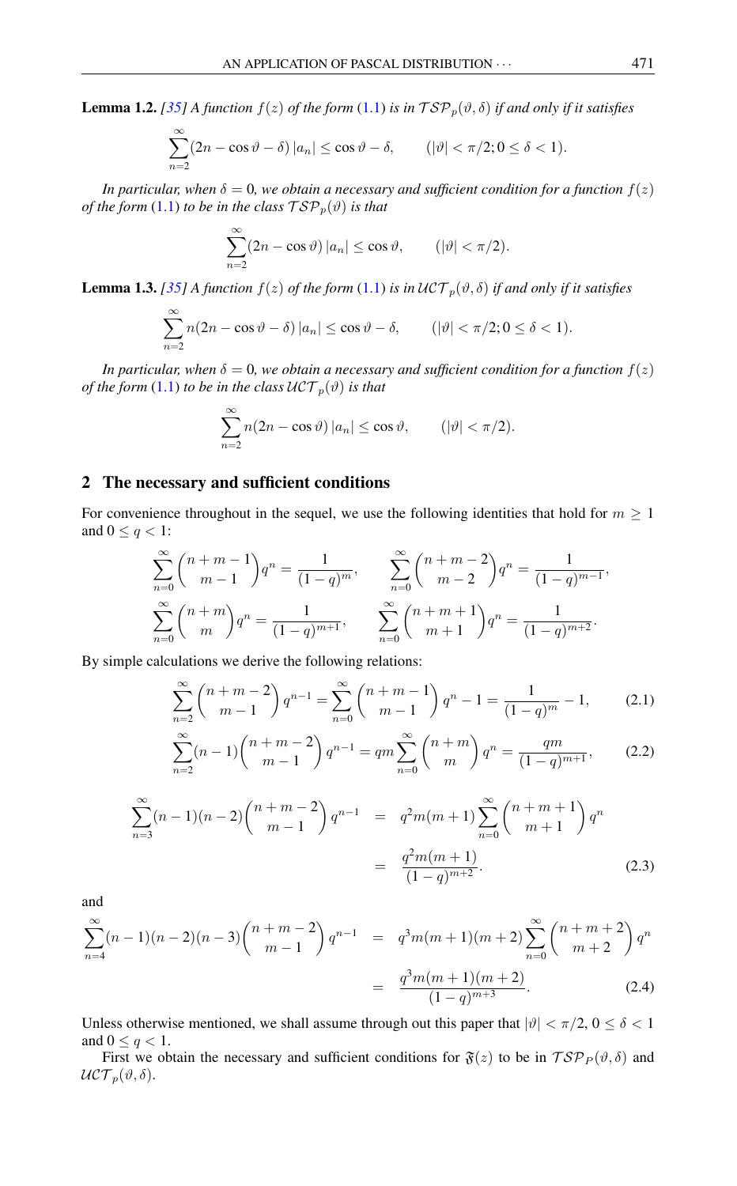**Lemma 1.2.** *[35] A function $f(z)$ of the form (1.1) is in $\mathcal{TSP}_p(\vartheta, \delta)$ if and only if it satisfies*

$$\sum_{n=2}^{\infty}(2n - \cos\vartheta - \delta)\,|a_n| \leq \cos\vartheta - \delta, \qquad (|\vartheta| < \pi/2; 0 \leq \delta < 1).$$

*In particular, when $\delta = 0$, we obtain a necessary and sufficient condition for a function $f(z)$ of the form (1.1) to be in the class $\mathcal{TSP}_p(\vartheta)$ is that*

$$\sum_{n=2}^{\infty}(2n - \cos\vartheta)\,|a_n| \leq \cos\vartheta, \qquad (|\vartheta| < \pi/2).$$

**Lemma 1.3.** *[35] A function $f(z)$ of the form (1.1) is in $\mathcal{UCT}_p(\vartheta, \delta)$ if and only if it satisfies*

$$\sum_{n=2}^{\infty}n(2n - \cos\vartheta - \delta)\,|a_n| \leq \cos\vartheta - \delta, \qquad (|\vartheta| < \pi/2; 0 \leq \delta < 1).$$

*In particular, when $\delta = 0$, we obtain a necessary and sufficient condition for a function $f(z)$ of the form (1.1) to be in the class $\mathcal{UCT}_p(\vartheta)$ is that*

$$\sum_{n=2}^{\infty}n(2n - \cos\vartheta)\,|a_n| \leq \cos\vartheta, \qquad (|\vartheta| < \pi/2).$$

## 2 The necessary and sufficient conditions

For convenience throughout in the sequel, we use the following identities that hold for $m \geq 1$ and $0 \leq q < 1$:

$$\sum_{n=0}^{\infty}\binom{n+m-1}{m-1}q^n = \frac{1}{(1-q)^m}, \qquad \sum_{n=0}^{\infty}\binom{n+m-2}{m-2}q^n = \frac{1}{(1-q)^{m-1}},$$

$$\sum_{n=0}^{\infty}\binom{n+m}{m}q^n = \frac{1}{(1-q)^{m+1}}, \qquad \sum_{n=0}^{\infty}\binom{n+m+1}{m+1}q^n = \frac{1}{(1-q)^{m+2}}.$$

By simple calculations we derive the following relations:

$$\sum_{n=2}^{\infty}\binom{n+m-2}{m-1}q^{n-1} = \sum_{n=0}^{\infty}\binom{n+m-1}{m-1}q^n - 1 = \frac{1}{(1-q)^m} - 1, \tag{2.1}$$

$$\sum_{n=2}^{\infty}(n-1)\binom{n+m-2}{m-1}q^{n-1} = qm\sum_{n=0}^{\infty}\binom{n+m}{m}q^n = \frac{qm}{(1-q)^{m+1}}, \tag{2.2}$$

$$\begin{aligned}\sum_{n=3}^{\infty}(n-1)(n-2)\binom{n+m-2}{m-1}q^{n-1} &= q^2m(m+1)\sum_{n=0}^{\infty}\binom{n+m+1}{m+1}q^n \\ &= \frac{q^2m(m+1)}{(1-q)^{m+2}}.\end{aligned} \tag{2.3}$$

and

$$\begin{aligned}\sum_{n=4}^{\infty}(n-1)(n-2)(n-3)\binom{n+m-2}{m-1}q^{n-1} &= q^3m(m+1)(m+2)\sum_{n=0}^{\infty}\binom{n+m+2}{m+2}q^n \\ &= \frac{q^3m(m+1)(m+2)}{(1-q)^{m+3}}.\end{aligned} \tag{2.4}$$

Unless otherwise mentioned, we shall assume through out this paper that $|\vartheta| < \pi/2$, $0 \leq \delta < 1$ and $0 \leq q < 1$.

First we obtain the necessary and sufficient conditions for $\mathfrak{F}(z)$ to be in $\mathcal{TSP}_P(\vartheta, \delta)$ and $\mathcal{UCT}_p(\vartheta, \delta)$.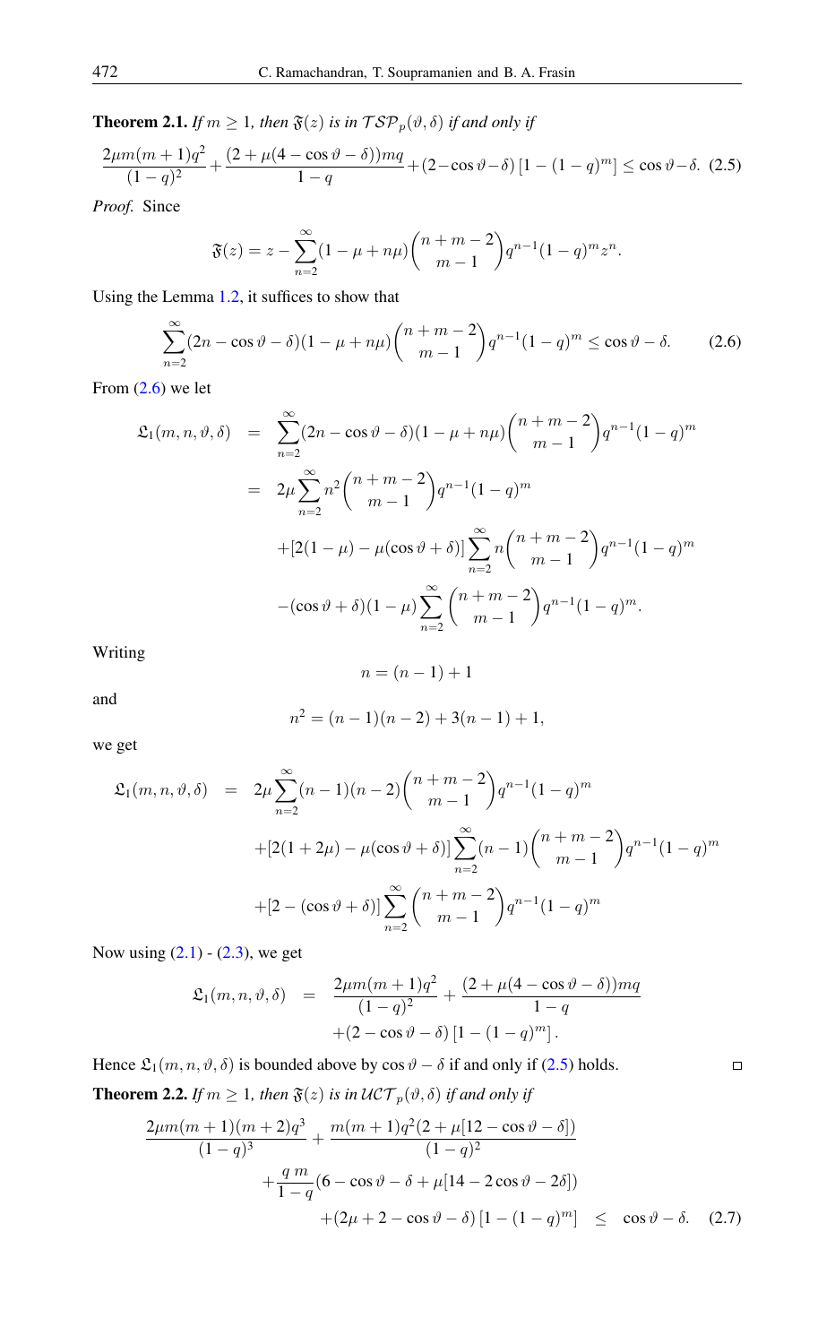**Theorem 2.1.** *If $m \geq 1$, then $\mathfrak{F}(z)$ is in $\mathcal{TSP}_p(\vartheta, \delta)$ if and only if*

$$\frac{2\mu m(m+1)q^2}{(1-q)^2} + \frac{(2+\mu(4-\cos\vartheta-\delta))mq}{1-q} + (2-\cos\vartheta-\delta)\left[1-(1-q)^m\right] \leq \cos\vartheta - \delta. \quad (2.5)$$

*Proof.* Since

$$\mathfrak{F}(z) = z - \sum_{n=2}^{\infty}(1-\mu+n\mu)\binom{n+m-2}{m-1}q^{n-1}(1-q)^m z^n.$$

Using the Lemma 1.2, it suffices to show that

$$\sum_{n=2}^{\infty}(2n-\cos\vartheta-\delta)(1-\mu+n\mu)\binom{n+m-2}{m-1}q^{n-1}(1-q)^m \leq \cos\vartheta - \delta. \quad (2.6)$$

From (2.6) we let

$$\begin{aligned}
\mathfrak{L}_1(m,n,\vartheta,\delta) &= \sum_{n=2}^{\infty}(2n-\cos\vartheta-\delta)(1-\mu+n\mu)\binom{n+m-2}{m-1}q^{n-1}(1-q)^m \\
&= 2\mu\sum_{n=2}^{\infty}n^2\binom{n+m-2}{m-1}q^{n-1}(1-q)^m \\
&\quad + [2(1-\mu)-\mu(\cos\vartheta+\delta)]\sum_{n=2}^{\infty}n\binom{n+m-2}{m-1}q^{n-1}(1-q)^m \\
&\quad - (\cos\vartheta+\delta)(1-\mu)\sum_{n=2}^{\infty}\binom{n+m-2}{m-1}q^{n-1}(1-q)^m.
\end{aligned}$$

Writing

$$n = (n-1)+1$$

and

$$n^2 = (n-1)(n-2)+3(n-1)+1,$$

we get

$$\begin{aligned}
\mathfrak{L}_1(m,n,\vartheta,\delta) &= 2\mu\sum_{n=2}^{\infty}(n-1)(n-2)\binom{n+m-2}{m-1}q^{n-1}(1-q)^m \\
&\quad + [2(1+2\mu)-\mu(\cos\vartheta+\delta)]\sum_{n=2}^{\infty}(n-1)\binom{n+m-2}{m-1}q^{n-1}(1-q)^m \\
&\quad + [2-(\cos\vartheta+\delta)]\sum_{n=2}^{\infty}\binom{n+m-2}{m-1}q^{n-1}(1-q)^m
\end{aligned}$$

Now using (2.1) - (2.3), we get

$$\begin{aligned}
\mathfrak{L}_1(m,n,\vartheta,\delta) &= \frac{2\mu m(m+1)q^2}{(1-q)^2} + \frac{(2+\mu(4-\cos\vartheta-\delta))mq}{1-q} \\
&\quad + (2-\cos\vartheta-\delta)\left[1-(1-q)^m\right].
\end{aligned}$$

Hence $\mathfrak{L}_1(m,n,\vartheta,\delta)$ is bounded above by $\cos\vartheta-\delta$ if and only if (2.5) holds. □

**Theorem 2.2.** *If $m \geq 1$, then $\mathfrak{F}(z)$ is in $\mathcal{UCT}_p(\vartheta, \delta)$ if and only if*

$$\begin{aligned}
&\frac{2\mu m(m+1)(m+2)q^3}{(1-q)^3} + \frac{m(m+1)q^2(2+\mu[12-\cos\vartheta-\delta])}{(1-q)^2} \\
&\quad + \frac{q\,m}{1-q}(6-\cos\vartheta-\delta+\mu[14-2\cos\vartheta-2\delta]) \\
&\quad + (2\mu+2-\cos\vartheta-\delta)\left[1-(1-q)^m\right] \leq \cos\vartheta-\delta. \quad (2.7)
\end{aligned}$$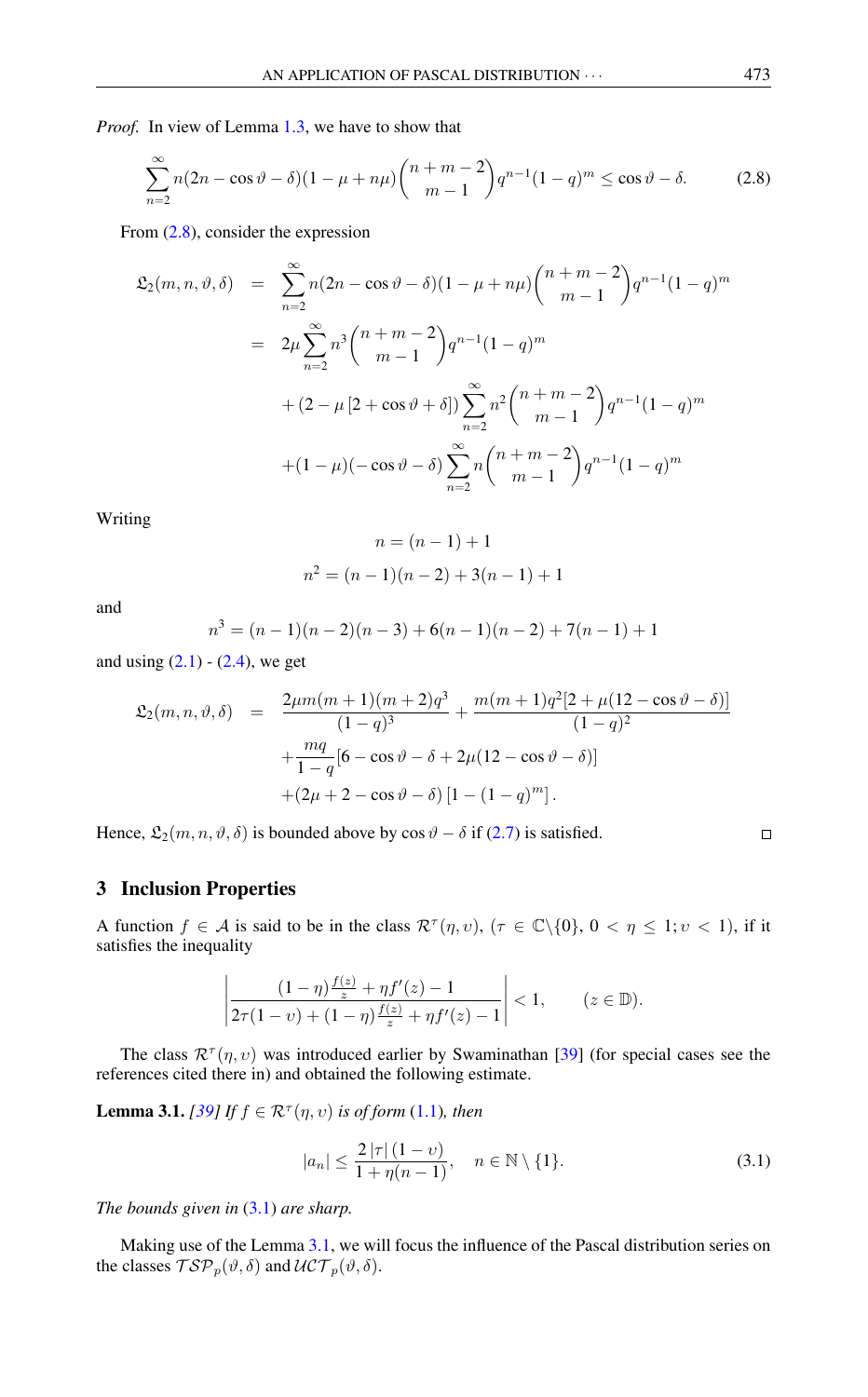*Proof.* In view of Lemma 1.3, we have to show that

$$\sum_{n=2}^{\infty} n(2n - \cos\vartheta - \delta)(1 - \mu + n\mu)\binom{n+m-2}{m-1} q^{n-1}(1-q)^m \leq \cos\vartheta - \delta. \tag{2.8}$$

From (2.8), consider the expression

$$\begin{aligned}
\mathfrak{L}_2(m,n,\vartheta,\delta) &= \sum_{n=2}^{\infty} n(2n - \cos\vartheta - \delta)(1 - \mu + n\mu)\binom{n+m-2}{m-1} q^{n-1}(1-q)^m \\
&= 2\mu \sum_{n=2}^{\infty} n^3 \binom{n+m-2}{m-1} q^{n-1}(1-q)^m \\
&\quad + (2 - \mu\,[2 + \cos\vartheta + \delta]) \sum_{n=2}^{\infty} n^2 \binom{n+m-2}{m-1} q^{n-1}(1-q)^m \\
&\quad + (1-\mu)(-\cos\vartheta - \delta) \sum_{n=2}^{\infty} n \binom{n+m-2}{m-1} q^{n-1}(1-q)^m
\end{aligned}$$

Writing

$$n = (n-1) + 1$$

$$n^2 = (n-1)(n-2) + 3(n-1) + 1$$

and

$$n^3 = (n-1)(n-2)(n-3) + 6(n-1)(n-2) + 7(n-1) + 1$$

and using (2.1) - (2.4), we get

$$\begin{aligned}
\mathfrak{L}_2(m,n,\vartheta,\delta) &= \frac{2\mu m(m+1)(m+2)q^3}{(1-q)^3} + \frac{m(m+1)q^2[2 + \mu(12 - \cos\vartheta - \delta)]}{(1-q)^2} \\
&\quad + \frac{mq}{1-q}[6 - \cos\vartheta - \delta + 2\mu(12 - \cos\vartheta - \delta)] \\
&\quad + (2\mu + 2 - \cos\vartheta - \delta)\left[1 - (1-q)^m\right].
\end{aligned}$$

Hence, $\mathfrak{L}_2(m,n,\vartheta,\delta)$ is bounded above by $\cos\vartheta - \delta$ if (2.7) is satisfied. $\square$

## 3 Inclusion Properties

A function $f \in \mathcal{A}$ is said to be in the class $\mathcal{R}^{\tau}(\eta, \upsilon)$, $(\tau \in \mathbb{C}\backslash\{0\},\ 0 < \eta \leq 1; \upsilon < 1)$, if it satisfies the inequality

$$\left| \frac{(1-\eta)\frac{f(z)}{z} + \eta f'(z) - 1}{2\tau(1-\upsilon) + (1-\eta)\frac{f(z)}{z} + \eta f'(z) - 1} \right| < 1, \qquad (z \in \mathbb{D}).$$

The class $\mathcal{R}^{\tau}(\eta, \upsilon)$ was introduced earlier by Swaminathan [39] (for special cases see the references cited there in) and obtained the following estimate.

**Lemma 3.1.** *[39] If $f \in \mathcal{R}^{\tau}(\eta, \upsilon)$ is of form (1.1), then*

$$|a_n| \leq \frac{2\,|\tau|\,(1-\upsilon)}{1 + \eta(n-1)}, \quad n \in \mathbb{N} \setminus \{1\}. \tag{3.1}$$

*The bounds given in (3.1) are sharp.*

Making use of the Lemma 3.1, we will focus the influence of the Pascal distribution series on the classes $\mathcal{TSP}_p(\vartheta, \delta)$ and $\mathcal{UCT}_p(\vartheta, \delta)$.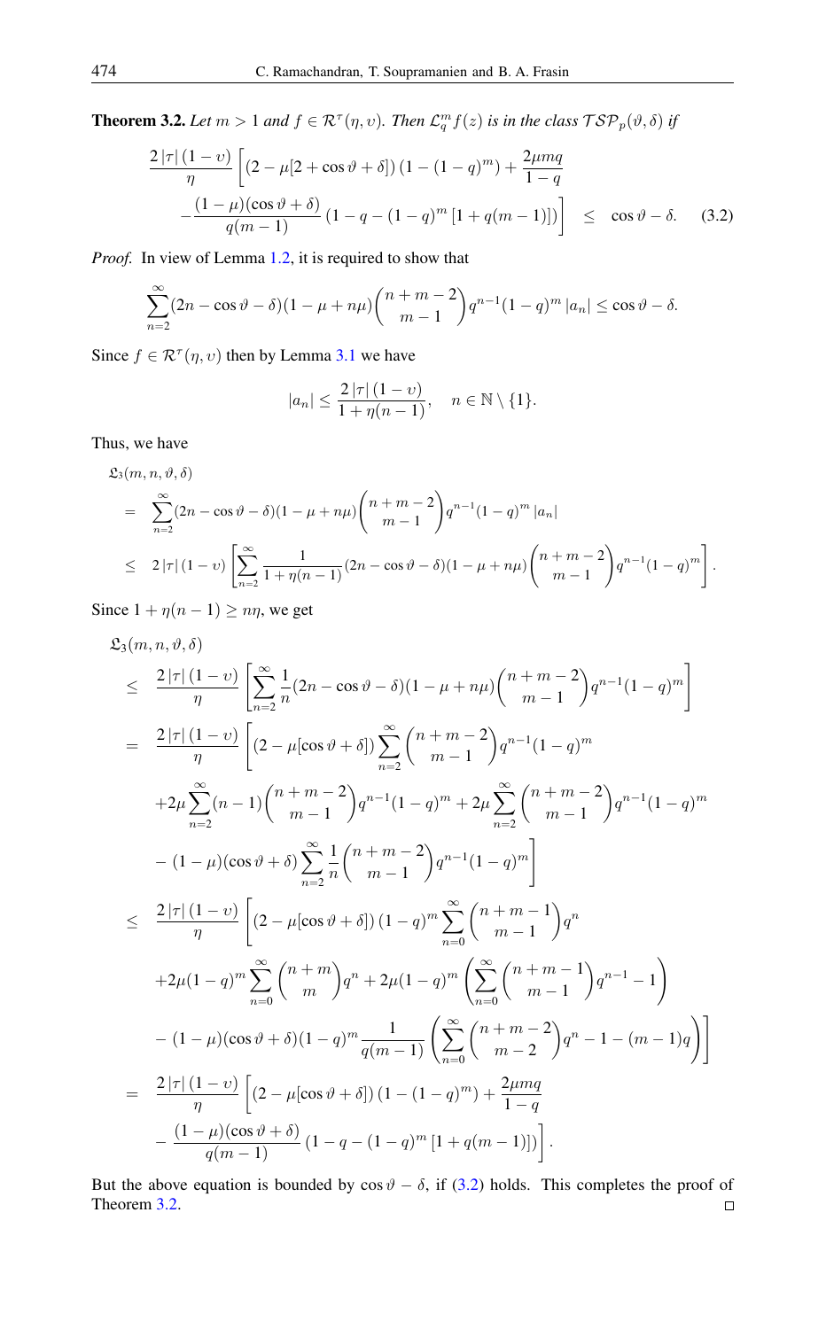**Theorem 3.2.** *Let $m > 1$ and $f \in \mathcal{R}^{\tau}(\eta, \upsilon)$. Then $\mathcal{L}_q^m f(z)$ is in the class $\mathcal{TSP}_p(\vartheta, \delta)$ if*

$$\frac{2|\tau|(1-\upsilon)}{\eta}\left[(2-\mu[2+\cos\vartheta+\delta])\left(1-(1-q)^m\right)+\frac{2\mu m q}{1-q}\right.$$
$$\left.-\frac{(1-\mu)(\cos\vartheta+\delta)}{q(m-1)}\left(1-q-(1-q)^m\left[1+q(m-1)\right]\right)\right] \leq \cos\vartheta-\delta. \tag{3.2}$$

*Proof.* In view of Lemma 1.2, it is required to show that

$$\sum_{n=2}^{\infty}(2n-\cos\vartheta-\delta)(1-\mu+n\mu)\binom{n+m-2}{m-1}q^{n-1}(1-q)^m|a_n| \leq \cos\vartheta-\delta.$$

Since $f \in \mathcal{R}^{\tau}(\eta, \upsilon)$ then by Lemma 3.1 we have

$$|a_n| \leq \frac{2|\tau|(1-\upsilon)}{1+\eta(n-1)}, \quad n \in \mathbb{N}\setminus\{1\}.$$

Thus, we have

$$\begin{aligned}
&\mathfrak{L}_3(m,n,\vartheta,\delta)\\
&= \sum_{n=2}^{\infty}(2n-\cos\vartheta-\delta)(1-\mu+n\mu)\binom{n+m-2}{m-1}q^{n-1}(1-q)^m|a_n|\\
&\leq 2|\tau|(1-\upsilon)\left[\sum_{n=2}^{\infty}\frac{1}{1+\eta(n-1)}(2n-\cos\vartheta-\delta)(1-\mu+n\mu)\binom{n+m-2}{m-1}q^{n-1}(1-q)^m\right].
\end{aligned}$$

Since $1+\eta(n-1) \geq n\eta$, we get

$$\begin{aligned}
&\mathfrak{L}_3(m,n,\vartheta,\delta)\\
&\leq \frac{2|\tau|(1-\upsilon)}{\eta}\left[\sum_{n=2}^{\infty}\frac{1}{n}(2n-\cos\vartheta-\delta)(1-\mu+n\mu)\binom{n+m-2}{m-1}q^{n-1}(1-q)^m\right]\\
&= \frac{2|\tau|(1-\upsilon)}{\eta}\left[(2-\mu[\cos\vartheta+\delta])\sum_{n=2}^{\infty}\binom{n+m-2}{m-1}q^{n-1}(1-q)^m\right.\\
&\quad +2\mu\sum_{n=2}^{\infty}(n-1)\binom{n+m-2}{m-1}q^{n-1}(1-q)^m+2\mu\sum_{n=2}^{\infty}\binom{n+m-2}{m-1}q^{n-1}(1-q)^m\\
&\quad \left.-(1-\mu)(\cos\vartheta+\delta)\sum_{n=2}^{\infty}\frac{1}{n}\binom{n+m-2}{m-1}q^{n-1}(1-q)^m\right]\\
&\leq \frac{2|\tau|(1-\upsilon)}{\eta}\left[(2-\mu[\cos\vartheta+\delta])(1-q)^m\sum_{n=0}^{\infty}\binom{n+m-1}{m-1}q^n\right.\\
&\quad +2\mu(1-q)^m\sum_{n=0}^{\infty}\binom{n+m}{m}q^n+2\mu(1-q)^m\left(\sum_{n=0}^{\infty}\binom{n+m-1}{m-1}q^{n-1}-1\right)\\
&\quad \left.-(1-\mu)(\cos\vartheta+\delta)(1-q)^m\frac{1}{q(m-1)}\left(\sum_{n=0}^{\infty}\binom{n+m-2}{m-2}q^n-1-(m-1)q\right)\right]\\
&= \frac{2|\tau|(1-\upsilon)}{\eta}\left[(2-\mu[\cos\vartheta+\delta])\left(1-(1-q)^m\right)+\frac{2\mu m q}{1-q}\right.\\
&\quad \left.-\frac{(1-\mu)(\cos\vartheta+\delta)}{q(m-1)}\left(1-q-(1-q)^m\left[1+q(m-1)\right]\right)\right].
\end{aligned}$$

But the above equation is bounded by $\cos\vartheta-\delta$, if (3.2) holds. This completes the proof of Theorem 3.2. $\square$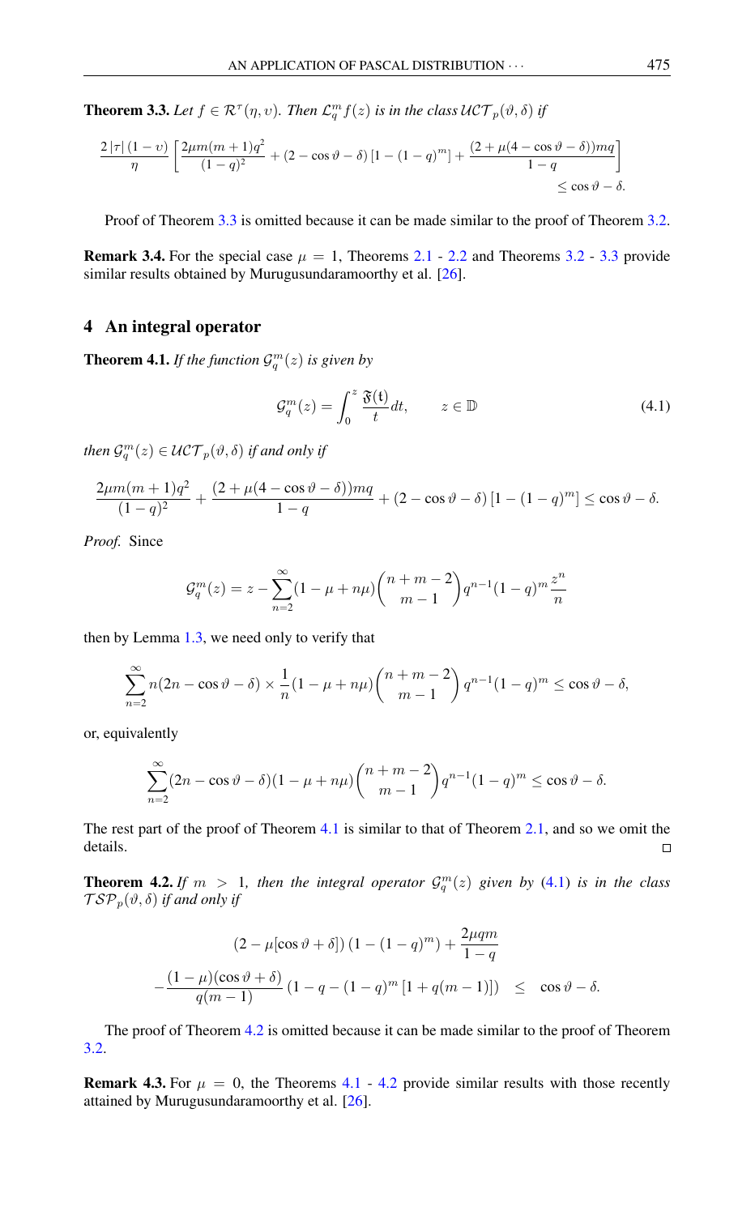**Theorem 3.3.** *Let $f \in \mathcal{R}^{\tau}(\eta, \upsilon)$. Then $\mathcal{L}_q^m f(z)$ is in the class $\mathcal{UCT}_p(\vartheta, \delta)$ if*

$$\frac{2\,|\tau|\,(1-\upsilon)}{\eta}\left[\frac{2\mu m(m+1)q^2}{(1-q)^2} + (2-\cos\vartheta-\delta)\left[1-(1-q)^m\right] + \frac{(2+\mu(4-\cos\vartheta-\delta))mq}{1-q}\right] \leq \cos\vartheta - \delta.$$

Proof of Theorem 3.3 is omitted because it can be made similar to the proof of Theorem 3.2.

**Remark 3.4.** For the special case $\mu = 1$, Theorems 2.1 - 2.2 and Theorems 3.2 - 3.3 provide similar results obtained by Murugusundaramoorthy et al. [26].

## 4 An integral operator

**Theorem 4.1.** *If the function $\mathcal{G}_q^m(z)$ is given by*

$$\mathcal{G}_q^m(z) = \int_0^z \frac{\mathfrak{F}(t)}{t}dt, \qquad z \in \mathbb{D} \tag{4.1}$$

*then $\mathcal{G}_q^m(z) \in \mathcal{UCT}_p(\vartheta, \delta)$ if and only if*

$$\frac{2\mu m(m+1)q^2}{(1-q)^2} + \frac{(2+\mu(4-\cos\vartheta-\delta))mq}{1-q} + (2-\cos\vartheta-\delta)\left[1-(1-q)^m\right] \leq \cos\vartheta - \delta.$$

*Proof.* Since

$$\mathcal{G}_q^m(z) = z - \sum_{n=2}^{\infty}(1-\mu+n\mu)\binom{n+m-2}{m-1}q^{n-1}(1-q)^m\frac{z^n}{n}$$

then by Lemma 1.3, we need only to verify that

$$\sum_{n=2}^{\infty} n(2n-\cos\vartheta-\delta)\times\frac{1}{n}(1-\mu+n\mu)\binom{n+m-2}{m-1}q^{n-1}(1-q)^m \leq \cos\vartheta - \delta,$$

or, equivalently

$$\sum_{n=2}^{\infty}(2n-\cos\vartheta-\delta)(1-\mu+n\mu)\binom{n+m-2}{m-1}q^{n-1}(1-q)^m \leq \cos\vartheta - \delta.$$

The rest part of the proof of Theorem 4.1 is similar to that of Theorem 2.1, and so we omit the details. □

**Theorem 4.2.** *If $m > 1$, then the integral operator $\mathcal{G}_q^m(z)$ given by (4.1) is in the class $\mathcal{TSP}_p(\vartheta, \delta)$ if and only if*

$$\begin{aligned}&(2-\mu[\cos\vartheta+\delta])\left(1-(1-q)^m\right) + \frac{2\mu qm}{1-q}\\ &-\frac{(1-\mu)(\cos\vartheta+\delta)}{q(m-1)}\left(1-q-(1-q)^m\left[1+q(m-1)\right]\right) \quad\leq\quad \cos\vartheta-\delta.\end{aligned}$$

The proof of Theorem 4.2 is omitted because it can be made similar to the proof of Theorem 3.2.

**Remark 4.3.** For $\mu = 0$, the Theorems 4.1 - 4.2 provide similar results with those recently attained by Murugusundaramoorthy et al. [26].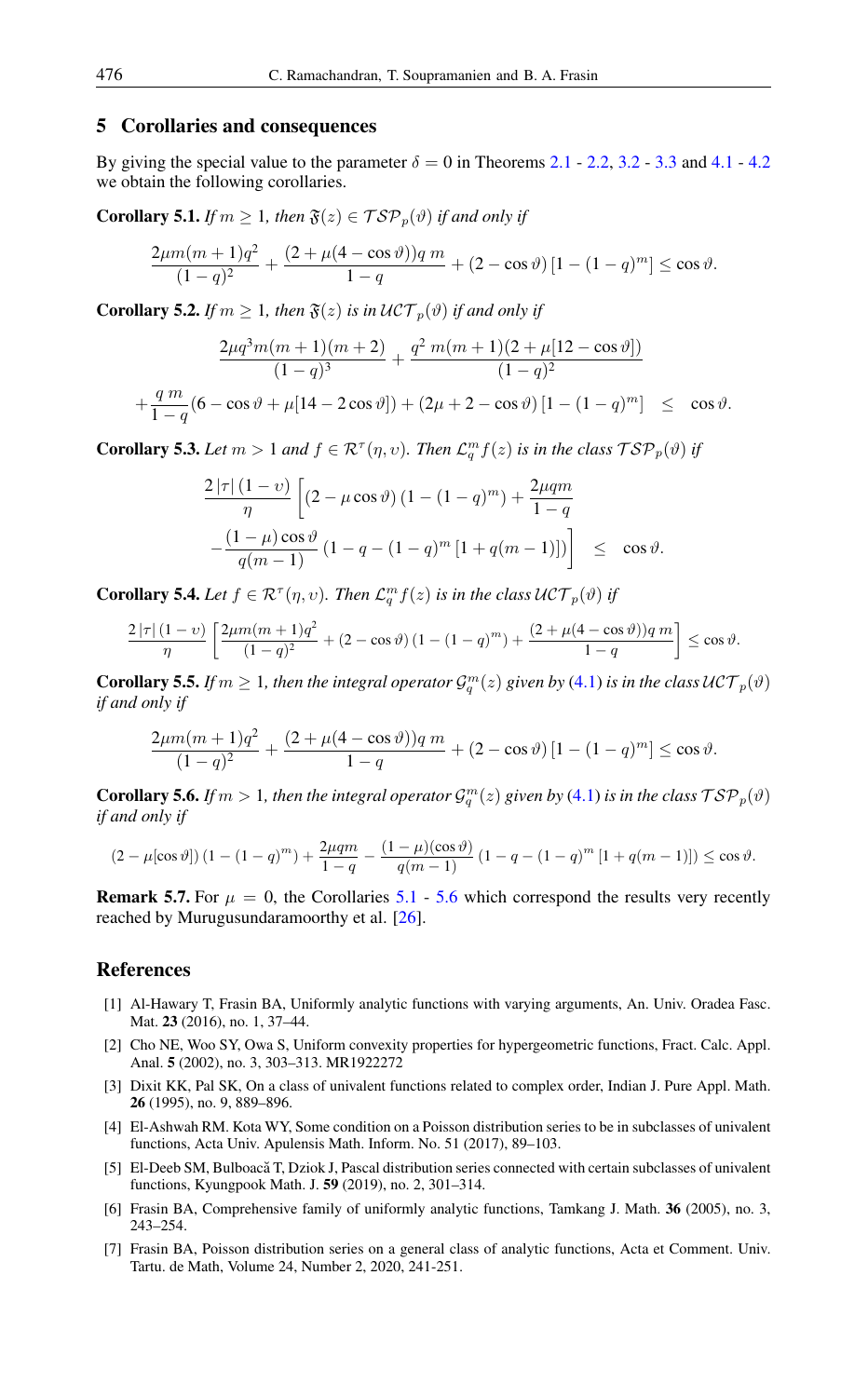## 5 Corollaries and consequences

By giving the special value to the parameter $\delta = 0$ in Theorems 2.1 - 2.2, 3.2 - 3.3 and 4.1 - 4.2 we obtain the following corollaries.

**Corollary 5.1.** *If $m \geq 1$, then $\mathfrak{F}(z) \in \mathcal{TSP}_p(\vartheta)$ if and only if*

$$\frac{2\mu m(m+1)q^2}{(1-q)^2} + \frac{(2+\mu(4-\cos\vartheta))q\, m}{1-q} + (2-\cos\vartheta)\left[1-(1-q)^m\right] \leq \cos\vartheta.$$

**Corollary 5.2.** *If $m \geq 1$, then $\mathfrak{F}(z)$ is in $\mathcal{UCT}_p(\vartheta)$ if and only if*

$$\frac{2\mu q^3 m(m+1)(m+2)}{(1-q)^3} + \frac{q^2\, m(m+1)(2+\mu[12-\cos\vartheta])}{(1-q)^2}$$
$$+\frac{q\, m}{1-q}(6-\cos\vartheta+\mu[14-2\cos\vartheta]) + (2\mu+2-\cos\vartheta)\left[1-(1-q)^m\right] \quad \leq \quad \cos\vartheta.$$

**Corollary 5.3.** *Let $m > 1$ and $f \in \mathcal{R}^\tau(\eta, \upsilon)$. Then $\mathcal{L}_q^m f(z)$ is in the class $\mathcal{TSP}_p(\vartheta)$ if*

$$\frac{2\,|\tau|\,(1-\upsilon)}{\eta}\left[(2-\mu\cos\vartheta)\left(1-(1-q)^m\right) + \frac{2\mu q m}{1-q}\right.$$
$$\left.-\frac{(1-\mu)\cos\vartheta}{q(m-1)}\left(1-q-(1-q)^m\left[1+q(m-1)\right]\right)\right] \quad \leq \quad \cos\vartheta.$$

**Corollary 5.4.** *Let $f \in \mathcal{R}^\tau(\eta, \upsilon)$. Then $\mathcal{L}_q^m f(z)$ is in the class $\mathcal{UCT}_p(\vartheta)$ if*

$$\frac{2\,|\tau|\,(1-\upsilon)}{\eta}\left[\frac{2\mu m(m+1)q^2}{(1-q)^2} + (2-\cos\vartheta)\left(1-(1-q)^m\right) + \frac{(2+\mu(4-\cos\vartheta))q\, m}{1-q}\right] \leq \cos\vartheta.$$

**Corollary 5.5.** *If $m \geq 1$, then the integral operator $\mathcal{G}_q^m(z)$ given by (4.1) is in the class $\mathcal{UCT}_p(\vartheta)$ if and only if*

$$\frac{2\mu m(m+1)q^2}{(1-q)^2} + \frac{(2+\mu(4-\cos\vartheta))q\, m}{1-q} + (2-\cos\vartheta)\left[1-(1-q)^m\right] \leq \cos\vartheta.$$

**Corollary 5.6.** *If $m > 1$, then the integral operator $\mathcal{G}_q^m(z)$ given by (4.1) is in the class $\mathcal{TSP}_p(\vartheta)$ if and only if*

$$(2-\mu[\cos\vartheta])\left(1-(1-q)^m\right) + \frac{2\mu q m}{1-q} - \frac{(1-\mu)(\cos\vartheta)}{q(m-1)}\left(1-q-(1-q)^m\left[1+q(m-1)\right]\right) \leq \cos\vartheta.$$

**Remark 5.7.** For $\mu = 0$, the Corollaries 5.1 - 5.6 which correspond the results very recently reached by Murugusundaramoorthy et al. [26].

## References

[1] Al-Hawary T, Frasin BA, Uniformly analytic functions with varying arguments, An. Univ. Oradea Fasc. Mat. **23** (2016), no. 1, 37–44.

[2] Cho NE, Woo SY, Owa S, Uniform convexity properties for hypergeometric functions, Fract. Calc. Appl. Anal. **5** (2002), no. 3, 303–313. MR1922272

[3] Dixit KK, Pal SK, On a class of univalent functions related to complex order, Indian J. Pure Appl. Math. **26** (1995), no. 9, 889–896.

[4] El-Ashwah RM. Kota WY, Some condition on a Poisson distribution series to be in subclasses of univalent functions, Acta Univ. Apulensis Math. Inform. No. 51 (2017), 89–103.

[5] El-Deeb SM, Bulboacă T, Dziok J, Pascal distribution series connected with certain subclasses of univalent functions, Kyungpook Math. J. **59** (2019), no. 2, 301–314.

[6] Frasin BA, Comprehensive family of uniformly analytic functions, Tamkang J. Math. **36** (2005), no. 3, 243–254.

[7] Frasin BA, Poisson distribution series on a general class of analytic functions, Acta et Comment. Univ. Tartu. de Math, Volume 24, Number 2, 2020, 241-251.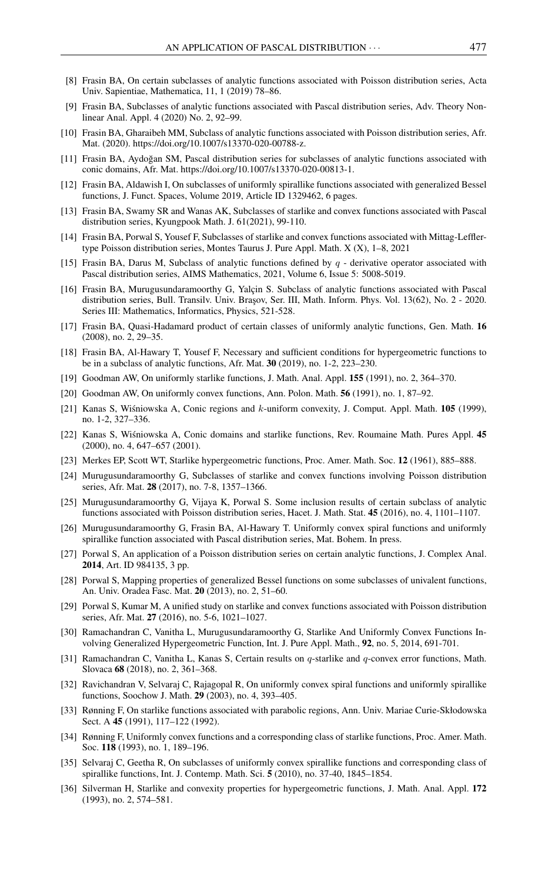[8] Frasin BA, On certain subclasses of analytic functions associated with Poisson distribution series, Acta Univ. Sapientiae, Mathematica, 11, 1 (2019) 78–86.

[9] Frasin BA, Subclasses of analytic functions associated with Pascal distribution series, Adv. Theory Nonlinear Anal. Appl. 4 (2020) No. 2, 92–99.

[10] Frasin BA, Gharaibeh MM, Subclass of analytic functions associated with Poisson distribution series, Afr. Mat. (2020). https://doi.org/10.1007/s13370-020-00788-z.

[11] Frasin BA, Aydoğan SM, Pascal distribution series for subclasses of analytic functions associated with conic domains, Afr. Mat. https://doi.org/10.1007/s13370-020-00813-1.

[12] Frasin BA, Aldawish I, On subclasses of uniformly spirallike functions associated with generalized Bessel functions, J. Funct. Spaces, Volume 2019, Article ID 1329462, 6 pages.

[13] Frasin BA, Swamy SR and Wanas AK, Subclasses of starlike and convex functions associated with Pascal distribution series, Kyungpook Math. J. 61(2021), 99-110.

[14] Frasin BA, Porwal S, Yousef F, Subclasses of starlike and convex functions associated with Mittag-Leffler-type Poisson distribution series, Montes Taurus J. Pure Appl. Math. X (X), 1–8, 2021

[15] Frasin BA, Darus M, Subclass of analytic functions defined by $q$ - derivative operator associated with Pascal distribution series, AIMS Mathematics, 2021, Volume 6, Issue 5: 5008-5019.

[16] Frasin BA, Murugusundaramoorthy G, Yalçin S. Subclass of analytic functions associated with Pascal distribution series, Bull. Transilv. Univ. Braşov, Ser. III, Math. Inform. Phys. Vol. 13(62), No. 2 - 2020. Series III: Mathematics, Informatics, Physics, 521-528.

[17] Frasin BA, Quasi-Hadamard product of certain classes of uniformly analytic functions, Gen. Math. **16** (2008), no. 2, 29–35.

[18] Frasin BA, Al-Hawary T, Yousef F, Necessary and sufficient conditions for hypergeometric functions to be in a subclass of analytic functions, Afr. Mat. **30** (2019), no. 1-2, 223–230.

[19] Goodman AW, On uniformly starlike functions, J. Math. Anal. Appl. **155** (1991), no. 2, 364–370.

[20] Goodman AW, On uniformly convex functions, Ann. Polon. Math. **56** (1991), no. 1, 87–92.

[21] Kanas S, Wiśniowska A, Conic regions and $k$-uniform convexity, J. Comput. Appl. Math. **105** (1999), no. 1-2, 327–336.

[22] Kanas S, Wiśniowska A, Conic domains and starlike functions, Rev. Roumaine Math. Pures Appl. **45** (2000), no. 4, 647–657 (2001).

[23] Merkes EP, Scott WT, Starlike hypergeometric functions, Proc. Amer. Math. Soc. **12** (1961), 885–888.

[24] Murugusundaramoorthy G, Subclasses of starlike and convex functions involving Poisson distribution series, Afr. Mat. **28** (2017), no. 7-8, 1357–1366.

[25] Murugusundaramoorthy G, Vijaya K, Porwal S. Some inclusion results of certain subclass of analytic functions associated with Poisson distribution series, Hacet. J. Math. Stat. **45** (2016), no. 4, 1101–1107.

[26] Murugusundaramoorthy G, Frasin BA, Al-Hawary T. Uniformly convex spiral functions and uniformly spirallike function associated with Pascal distribution series, Mat. Bohem. In press.

[27] Porwal S, An application of a Poisson distribution series on certain analytic functions, J. Complex Anal. **2014**, Art. ID 984135, 3 pp.

[28] Porwal S, Mapping properties of generalized Bessel functions on some subclasses of univalent functions, An. Univ. Oradea Fasc. Mat. **20** (2013), no. 2, 51–60.

[29] Porwal S, Kumar M, A unified study on starlike and convex functions associated with Poisson distribution series, Afr. Mat. **27** (2016), no. 5-6, 1021–1027.

[30] Ramachandran C, Vanitha L, Murugusundaramoorthy G, Starlike And Uniformly Convex Functions Involving Generalized Hypergeometric Function, Int. J. Pure Appl. Math., **92**, no. 5, 2014, 691-701.

[31] Ramachandran C, Vanitha L, Kanas S, Certain results on $q$-starlike and $q$-convex error functions, Math. Slovaca **68** (2018), no. 2, 361–368.

[32] Ravichandran V, Selvaraj C, Rajagopal R, On uniformly convex spiral functions and uniformly spirallike functions, Soochow J. Math. **29** (2003), no. 4, 393–405.

[33] Rønning F, On starlike functions associated with parabolic regions, Ann. Univ. Mariae Curie-Skłodowska Sect. A **45** (1991), 117–122 (1992).

[34] Rønning F, Uniformly convex functions and a corresponding class of starlike functions, Proc. Amer. Math. Soc. **118** (1993), no. 1, 189–196.

[35] Selvaraj C, Geetha R, On subclasses of uniformly convex spirallike functions and corresponding class of spirallike functions, Int. J. Contemp. Math. Sci. **5** (2010), no. 37-40, 1845–1854.

[36] Silverman H, Starlike and convexity properties for hypergeometric functions, J. Math. Anal. Appl. **172** (1993), no. 2, 574–581.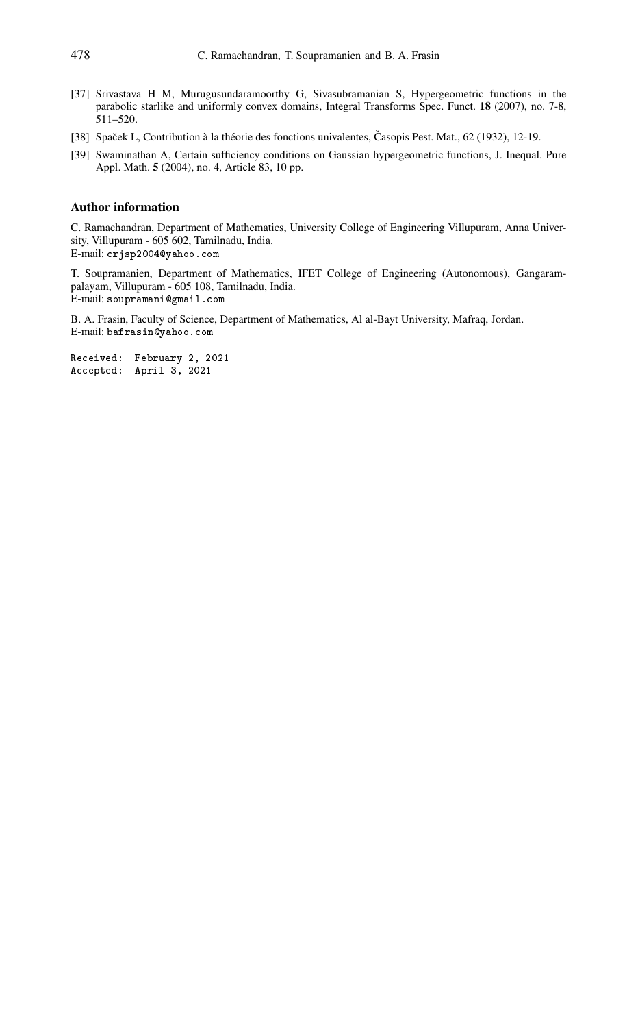[37] Srivastava H M, Murugusundaramoorthy G, Sivasubramanian S, Hypergeometric functions in the parabolic starlike and uniformly convex domains, Integral Transforms Spec. Funct. **18** (2007), no. 7-8, 511–520.

[38] Spaček L, Contribution à la théorie des fonctions univalentes, Časopis Pest. Mat., 62 (1932), 12-19.

[39] Swaminathan A, Certain sufficiency conditions on Gaussian hypergeometric functions, J. Inequal. Pure Appl. Math. **5** (2004), no. 4, Article 83, 10 pp.

## Author information

C. Ramachandran, Department of Mathematics, University College of Engineering Villupuram, Anna University, Villupuram - 605 602, Tamilnadu, India.
E-mail: crjsp2004@yahoo.com

T. Soupramanien, Department of Mathematics, IFET College of Engineering (Autonomous), Gangarampalayam, Villupuram - 605 108, Tamilnadu, India.
E-mail: soupramani@gmail.com

B. A. Frasin, Faculty of Science, Department of Mathematics, Al al-Bayt University, Mafraq, Jordan.
E-mail: bafrasin@yahoo.com

Received: February 2, 2021
Accepted: April 3, 2021